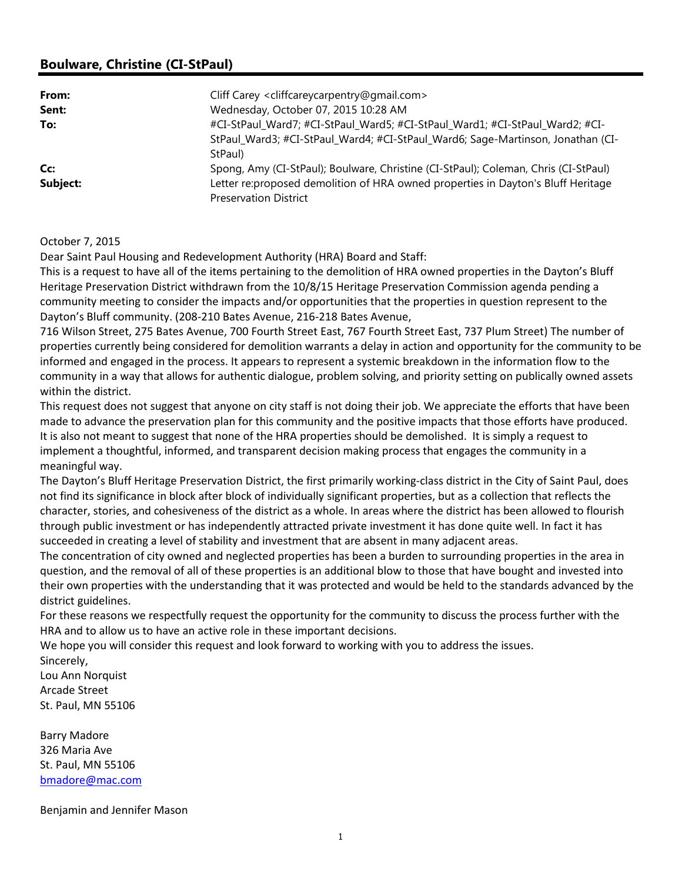## Boulware, Christine (CI-StPaul)

| | |
|---|---|
| **From:** | Cliff Carey <cliffcareycarpentry@gmail.com> |
| **Sent:** | Wednesday, October 07, 2015 10:28 AM |
| **To:** | #CI-StPaul_Ward7; #CI-StPaul_Ward5; #CI-StPaul_Ward1; #CI-StPaul_Ward2; #CI-StPaul_Ward3; #CI-StPaul_Ward4; #CI-StPaul_Ward6; Sage-Martinson, Jonathan (CI-StPaul) |
| **Cc:** | Spong, Amy (CI-StPaul); Boulware, Christine (CI-StPaul); Coleman, Chris (CI-StPaul) |
| **Subject:** | Letter re:proposed demolition of HRA owned properties in Dayton's Bluff Heritage Preservation District |

October 7, 2015

Dear Saint Paul Housing and Redevelopment Authority (HRA) Board and Staff:

This is a request to have all of the items pertaining to the demolition of HRA owned properties in the Dayton's Bluff Heritage Preservation District withdrawn from the 10/8/15 Heritage Preservation Commission agenda pending a community meeting to consider the impacts and/or opportunities that the properties in question represent to the Dayton's Bluff community. (208-210 Bates Avenue, 216-218 Bates Avenue,
716 Wilson Street, 275 Bates Avenue, 700 Fourth Street East, 767 Fourth Street East, 737 Plum Street) The number of properties currently being considered for demolition warrants a delay in action and opportunity for the community to be informed and engaged in the process. It appears to represent a systemic breakdown in the information flow to the community in a way that allows for authentic dialogue, problem solving, and priority setting on publically owned assets within the district.

This request does not suggest that anyone on city staff is not doing their job. We appreciate the efforts that have been made to advance the preservation plan for this community and the positive impacts that those efforts have produced. It is also not meant to suggest that none of the HRA properties should be demolished. It is simply a request to implement a thoughtful, informed, and transparent decision making process that engages the community in a meaningful way.

The Dayton's Bluff Heritage Preservation District, the first primarily working-class district in the City of Saint Paul, does not find its significance in block after block of individually significant properties, but as a collection that reflects the character, stories, and cohesiveness of the district as a whole. In areas where the district has been allowed to flourish through public investment or has independently attracted private investment it has done quite well. In fact it has succeeded in creating a level of stability and investment that are absent in many adjacent areas.

The concentration of city owned and neglected properties has been a burden to surrounding properties in the area in question, and the removal of all of these properties is an additional blow to those that have bought and invested into their own properties with the understanding that it was protected and would be held to the standards advanced by the district guidelines.

For these reasons we respectfully request the opportunity for the community to discuss the process further with the HRA and to allow us to have an active role in these important decisions.

We hope you will consider this request and look forward to working with you to address the issues.

Sincerely,

Lou Ann Norquist
Arcade Street
St. Paul, MN 55106

Barry Madore
326 Maria Ave
St. Paul, MN 55106
bmadore@mac.com

Benjamin and Jennifer Mason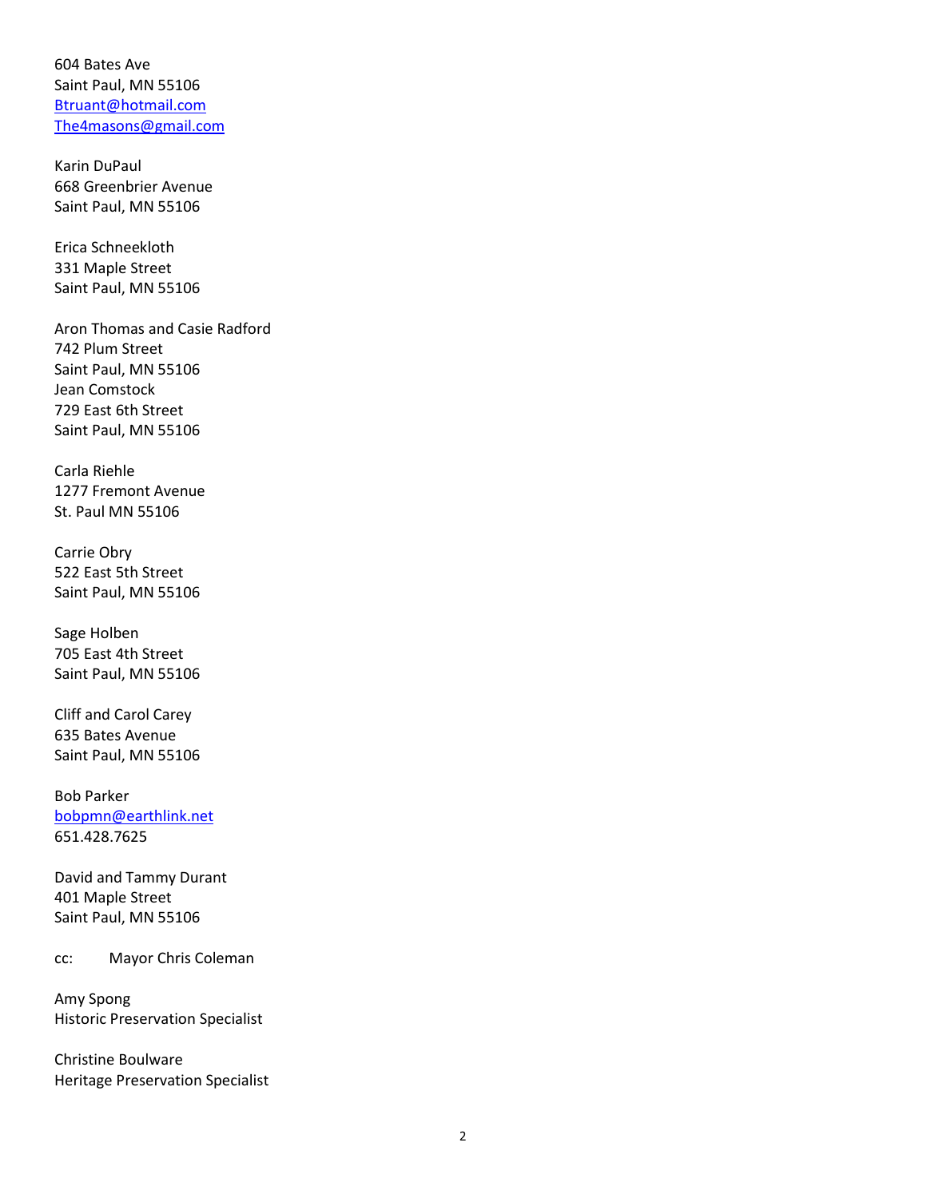604 Bates Ave
Saint Paul, MN 55106
Btruant@hotmail.com
The4masons@gmail.com

Karin DuPaul
668 Greenbrier Avenue
Saint Paul, MN 55106

Erica Schneekloth
331 Maple Street
Saint Paul, MN 55106

Aron Thomas and Casie Radford
742 Plum Street
Saint Paul, MN 55106
Jean Comstock
729 East 6th Street
Saint Paul, MN 55106

Carla Riehle
1277 Fremont Avenue
St. Paul MN 55106

Carrie Obry
522 East 5th Street
Saint Paul, MN 55106

Sage Holben
705 East 4th Street
Saint Paul, MN 55106

Cliff and Carol Carey
635 Bates Avenue
Saint Paul, MN 55106

Bob Parker
bobpmn@earthlink.net
651.428.7625

David and Tammy Durant
401 Maple Street
Saint Paul, MN 55106

cc: Mayor Chris Coleman

Amy Spong
Historic Preservation Specialist

Christine Boulware
Heritage Preservation Specialist